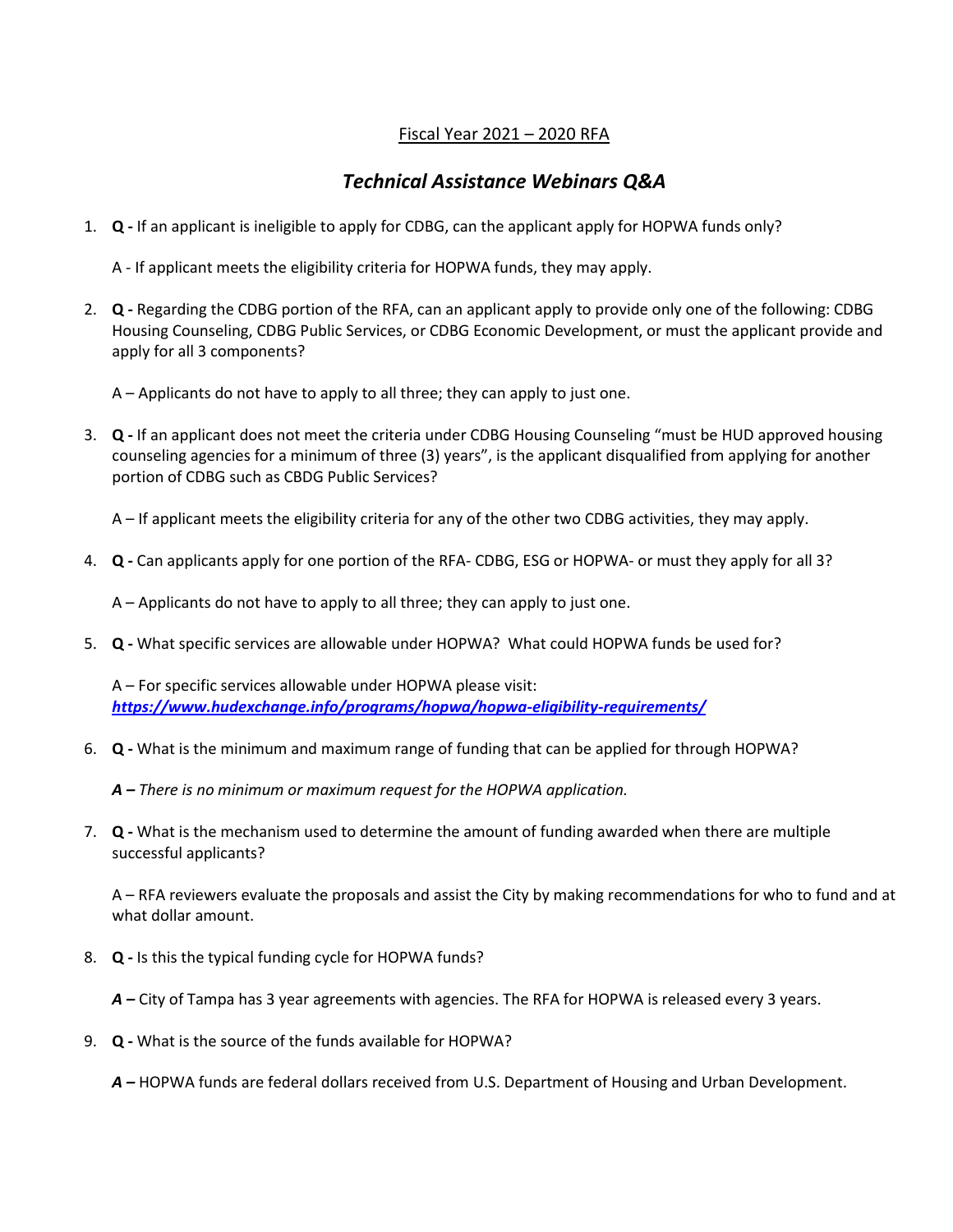Fiscal Year 2021 – 2020 RFA

## *Technical Assistance Webinars Q&A*

1. **Q -** If an applicant is ineligible to apply for CDBG, can the applicant apply for HOPWA funds only?

   A - If applicant meets the eligibility criteria for HOPWA funds, they may apply.

2. **Q -** Regarding the CDBG portion of the RFA, can an applicant apply to provide only one of the following: CDBG Housing Counseling, CDBG Public Services, or CDBG Economic Development, or must the applicant provide and apply for all 3 components?

   A – Applicants do not have to apply to all three; they can apply to just one.

3. **Q -** If an applicant does not meet the criteria under CDBG Housing Counseling "must be HUD approved housing counseling agencies for a minimum of three (3) years", is the applicant disqualified from applying for another portion of CDBG such as CBDG Public Services?

   A – If applicant meets the eligibility criteria for any of the other two CDBG activities, they may apply.

4. **Q -** Can applicants apply for one portion of the RFA- CDBG, ESG or HOPWA- or must they apply for all 3?

   A – Applicants do not have to apply to all three; they can apply to just one.

5. **Q -** What specific services are allowable under HOPWA? What could HOPWA funds be used for?

   A – For specific services allowable under HOPWA please visit:
   ***https://www.hudexchange.info/programs/hopwa/hopwa-eligibility-requirements/***

6. **Q -** What is the minimum and maximum range of funding that can be applied for through HOPWA?

   ***A –*** *There is no minimum or maximum request for the HOPWA application.*

7. **Q -** What is the mechanism used to determine the amount of funding awarded when there are multiple successful applicants?

   A – RFA reviewers evaluate the proposals and assist the City by making recommendations for who to fund and at what dollar amount.

8. **Q -** Is this the typical funding cycle for HOPWA funds?

   ***A –*** City of Tampa has 3 year agreements with agencies. The RFA for HOPWA is released every 3 years.

9. **Q -** What is the source of the funds available for HOPWA?

   ***A –*** HOPWA funds are federal dollars received from U.S. Department of Housing and Urban Development.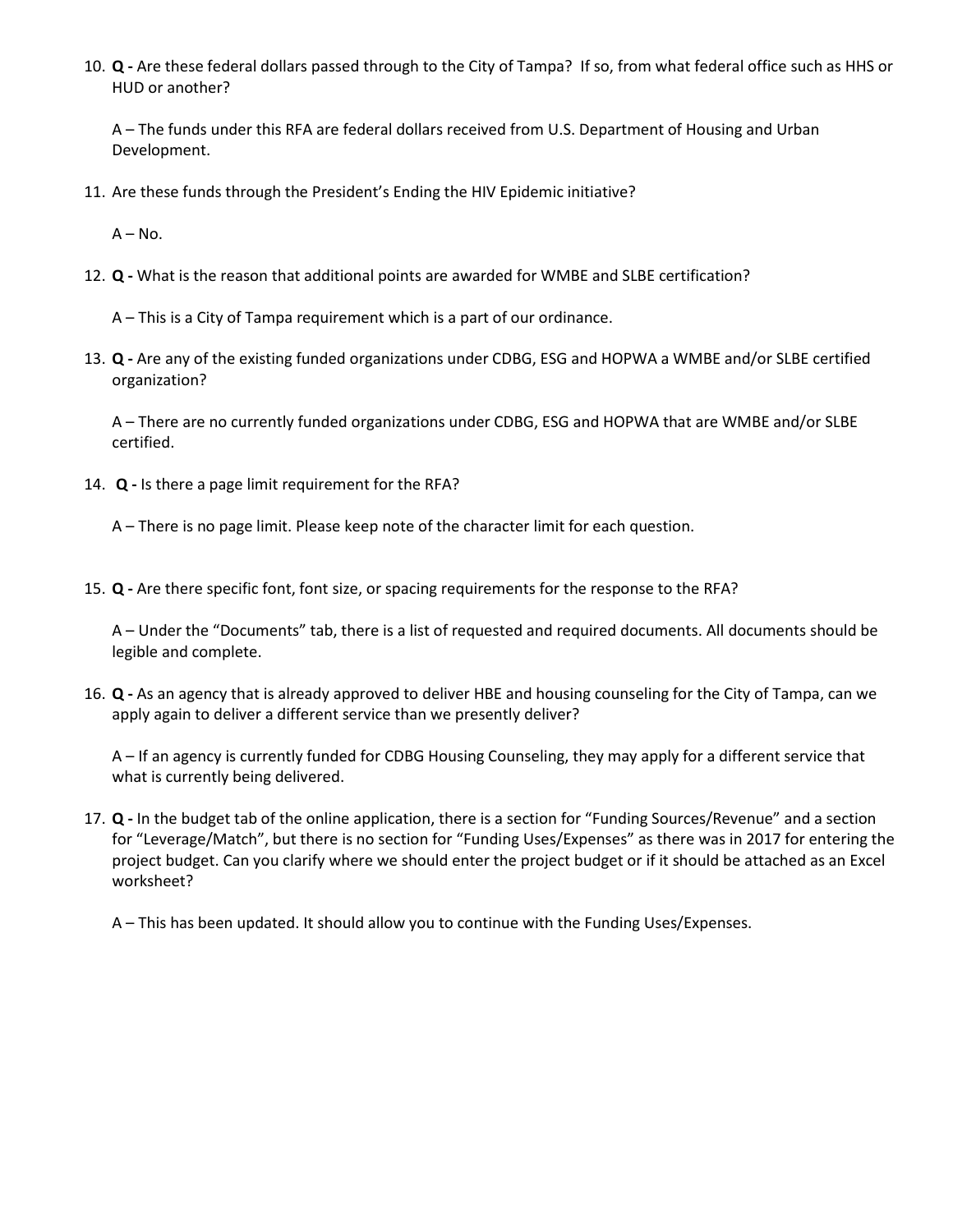10. **Q -** Are these federal dollars passed through to the City of Tampa? If so, from what federal office such as HHS or HUD or another?

    A – The funds under this RFA are federal dollars received from U.S. Department of Housing and Urban Development.

11. Are these funds through the President's Ending the HIV Epidemic initiative?

    A – No.

12. **Q -** What is the reason that additional points are awarded for WMBE and SLBE certification?

    A – This is a City of Tampa requirement which is a part of our ordinance.

13. **Q -** Are any of the existing funded organizations under CDBG, ESG and HOPWA a WMBE and/or SLBE certified organization?

    A – There are no currently funded organizations under CDBG, ESG and HOPWA that are WMBE and/or SLBE certified.

14. **Q -** Is there a page limit requirement for the RFA?

    A – There is no page limit. Please keep note of the character limit for each question.

15. **Q -** Are there specific font, font size, or spacing requirements for the response to the RFA?

    A – Under the "Documents" tab, there is a list of requested and required documents. All documents should be legible and complete.

16. **Q -** As an agency that is already approved to deliver HBE and housing counseling for the City of Tampa, can we apply again to deliver a different service than we presently deliver?

    A – If an agency is currently funded for CDBG Housing Counseling, they may apply for a different service that what is currently being delivered.

17. **Q -** In the budget tab of the online application, there is a section for "Funding Sources/Revenue" and a section for "Leverage/Match", but there is no section for "Funding Uses/Expenses" as there was in 2017 for entering the project budget. Can you clarify where we should enter the project budget or if it should be attached as an Excel worksheet?

    A – This has been updated. It should allow you to continue with the Funding Uses/Expenses.